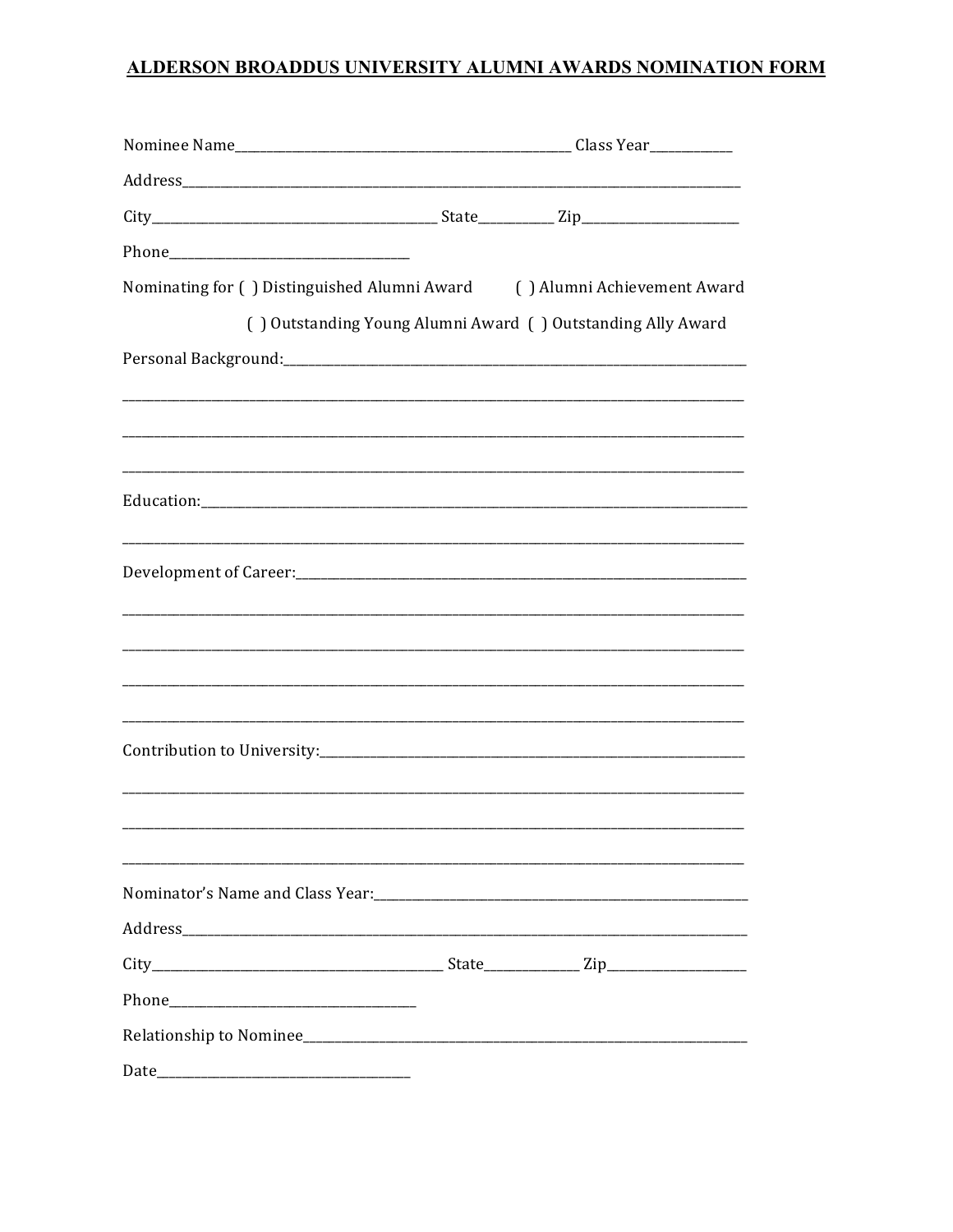# ALDERSON BROADDUS UNIVERSITY ALUMNI AWARDS NOMINATION FORM

Nominee Name_______________________________________________ Class Year____________

Address______________________________________________________________________________

City________________________________________ State___________ Zip________________________

Phone___________________________________

Nominating for ( ) Distinguished Alumni Award ( ) Alumni Achievement Award

( ) Outstanding Young Alumni Award ( ) Outstanding Ally Award

Personal Background:__________________________________________________________________

______________________________________________________________________________________

______________________________________________________________________________________

______________________________________________________________________________________

Education:____________________________________________________________________________

______________________________________________________________________________________

Development of Career:________________________________________________________________

______________________________________________________________________________________

______________________________________________________________________________________

______________________________________________________________________________________

______________________________________________________________________________________

Contribution to University:____________________________________________________________

______________________________________________________________________________________

______________________________________________________________________________________

______________________________________________________________________________________

Nominator's Name and Class Year:______________________________________________________

Address______________________________________________________________________________

City________________________________________ State_____________ Zip____________________

Phone___________________________________

Relationship to Nominee_______________________________________________________________

Date___________________________________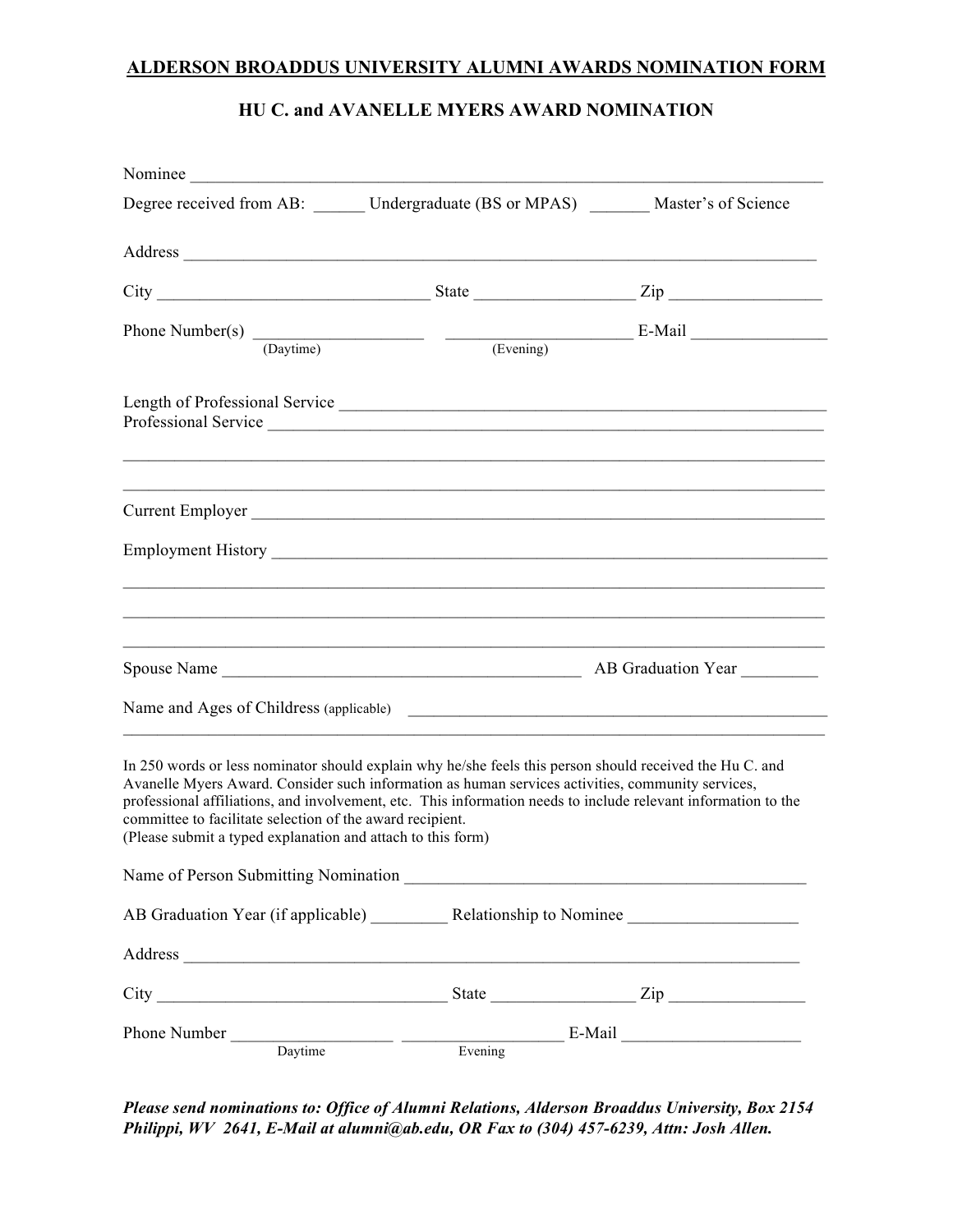# ALDERSON BROADDUS UNIVERSITY ALUMNI AWARDS NOMINATION FORM

## HU C. and AVANELLE MYERS AWARD NOMINATION

Nominee ___________________________________________________________________________

Degree received from AB: ______ Undergraduate (BS or MPAS) _______ Master's of Science

Address ___________________________________________________________________________

City _______________________________ State __________________ Zip _________________

Phone Number(s) ___________________ _____________________ E-Mail _______________
(Daytime) (Evening)

Length of Professional Service ________________________________________________________
Professional Service _______________________________________________________________

_________________________________________________________________________________

_________________________________________________________________________________

Current Employer __________________________________________________________________

Employment History ________________________________________________________________

_________________________________________________________________________________

_________________________________________________________________________________

_________________________________________________________________________________

Spouse Name ________________________________________ AB Graduation Year ________

Name and Ages of Childress (applicable) _____________________________________________

_________________________________________________________________________________

In 250 words or less nominator should explain why he/she feels this person should received the Hu C. and Avanelle Myers Award. Consider such information as human services activities, community services, professional affiliations, and involvement, etc. This information needs to include relevant information to the committee to facilitate selection of the award recipient.
(Please submit a typed explanation and attach to this form)

Name of Person Submitting Nomination _____________________________________________

AB Graduation Year (if applicable) _________ Relationship to Nominee ___________________

Address __________________________________________________________________________

City _________________________________ State ________________ Zip _______________

Phone Number __________________ __________________ E-Mail ____________________
Daytime Evening

***Please send nominations to: Office of Alumni Relations, Alderson Broaddus University, Box 2154 Philippi, WV 2641, E-Mail at alumni@ab.edu, OR Fax to (304) 457-6239, Attn: Josh Allen.***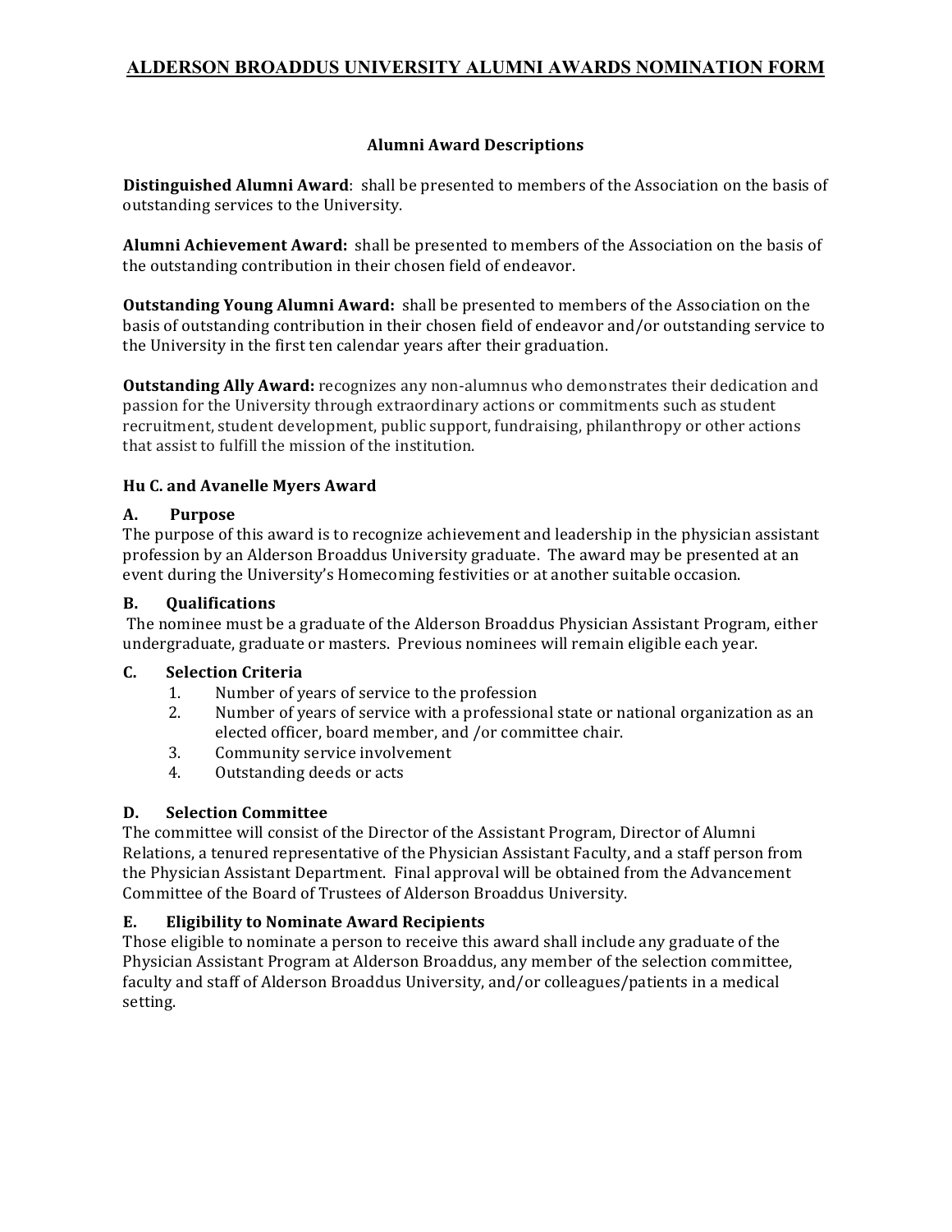# ALDERSON BROADDUS UNIVERSITY ALUMNI AWARDS NOMINATION FORM

## Alumni Award Descriptions

**Distinguished Alumni Award**: shall be presented to members of the Association on the basis of outstanding services to the University.

**Alumni Achievement Award:** shall be presented to members of the Association on the basis of the outstanding contribution in their chosen field of endeavor.

**Outstanding Young Alumni Award:** shall be presented to members of the Association on the basis of outstanding contribution in their chosen field of endeavor and/or outstanding service to the University in the first ten calendar years after their graduation.

**Outstanding Ally Award:** recognizes any non-alumnus who demonstrates their dedication and passion for the University through extraordinary actions or commitments such as student recruitment, student development, public support, fundraising, philanthropy or other actions that assist to fulfill the mission of the institution.

### Hu C. and Avanelle Myers Award

**A. Purpose**

The purpose of this award is to recognize achievement and leadership in the physician assistant profession by an Alderson Broaddus University graduate. The award may be presented at an event during the University's Homecoming festivities or at another suitable occasion.

**B. Qualifications**

The nominee must be a graduate of the Alderson Broaddus Physician Assistant Program, either undergraduate, graduate or masters. Previous nominees will remain eligible each year.

**C. Selection Criteria**

1. Number of years of service to the profession
2. Number of years of service with a professional state or national organization as an elected officer, board member, and /or committee chair.
3. Community service involvement
4. Outstanding deeds or acts

**D. Selection Committee**

The committee will consist of the Director of the Assistant Program, Director of Alumni Relations, a tenured representative of the Physician Assistant Faculty, and a staff person from the Physician Assistant Department. Final approval will be obtained from the Advancement Committee of the Board of Trustees of Alderson Broaddus University.

**E. Eligibility to Nominate Award Recipients**

Those eligible to nominate a person to receive this award shall include any graduate of the Physician Assistant Program at Alderson Broaddus, any member of the selection committee, faculty and staff of Alderson Broaddus University, and/or colleagues/patients in a medical setting.